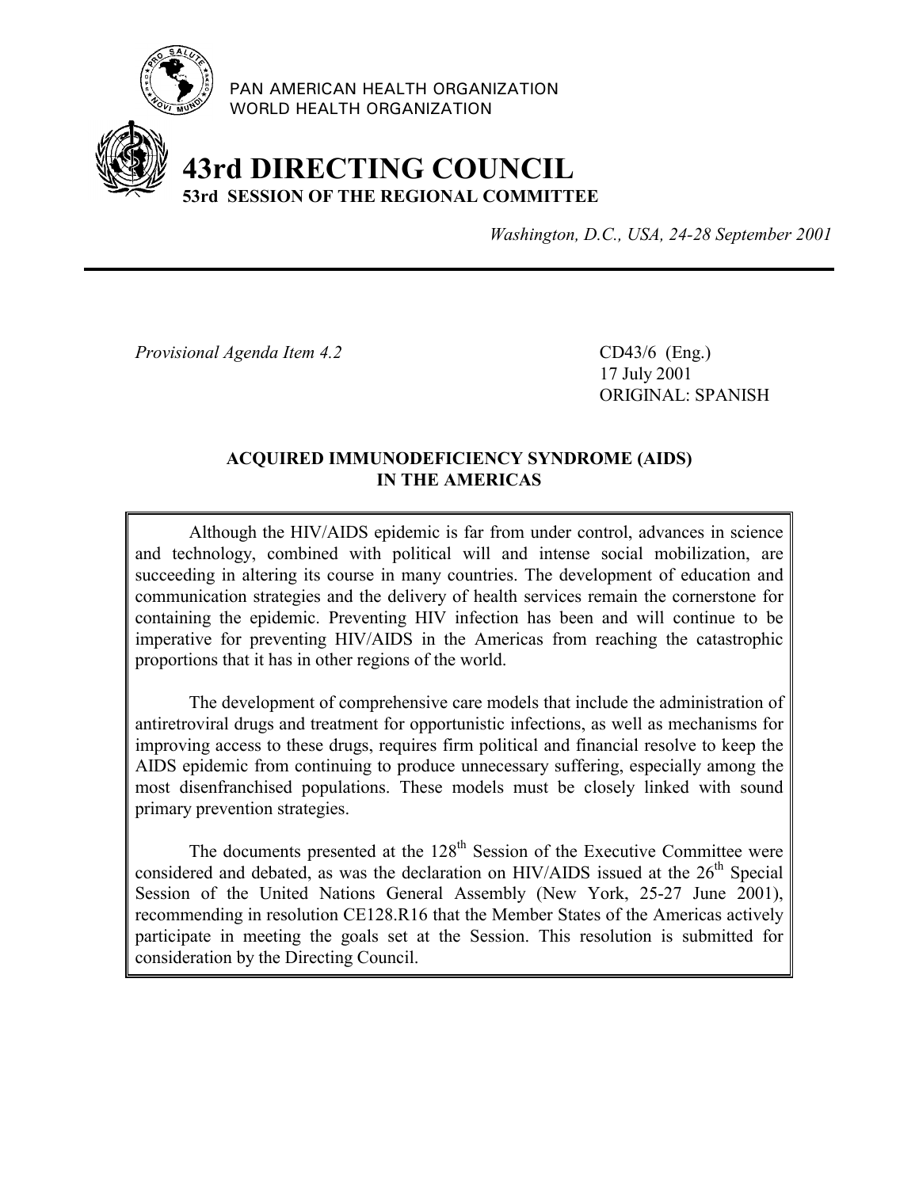PAN AMERICAN HEALTH ORGANIZATION
WORLD HEALTH ORGANIZATION

# 43rd DIRECTING COUNCIL
## 53rd SESSION OF THE REGIONAL COMMITTEE

*Washington, D.C., USA, 24-28 September 2001*

---

*Provisional Agenda Item 4.2*

CD43/6 (Eng.)
17 July 2001
ORIGINAL: SPANISH

### ACQUIRED IMMUNODEFICIENCY SYNDROME (AIDS) IN THE AMERICAS

Although the HIV/AIDS epidemic is far from under control, advances in science and technology, combined with political will and intense social mobilization, are succeeding in altering its course in many countries. The development of education and communication strategies and the delivery of health services remain the cornerstone for containing the epidemic. Preventing HIV infection has been and will continue to be imperative for preventing HIV/AIDS in the Americas from reaching the catastrophic proportions that it has in other regions of the world.

The development of comprehensive care models that include the administration of antiretroviral drugs and treatment for opportunistic infections, as well as mechanisms for improving access to these drugs, requires firm political and financial resolve to keep the AIDS epidemic from continuing to produce unnecessary suffering, especially among the most disenfranchised populations. These models must be closely linked with sound primary prevention strategies.

The documents presented at the 128th Session of the Executive Committee were considered and debated, as was the declaration on HIV/AIDS issued at the 26th Special Session of the United Nations General Assembly (New York, 25-27 June 2001), recommending in resolution CE128.R16 that the Member States of the Americas actively participate in meeting the goals set at the Session. This resolution is submitted for consideration by the Directing Council.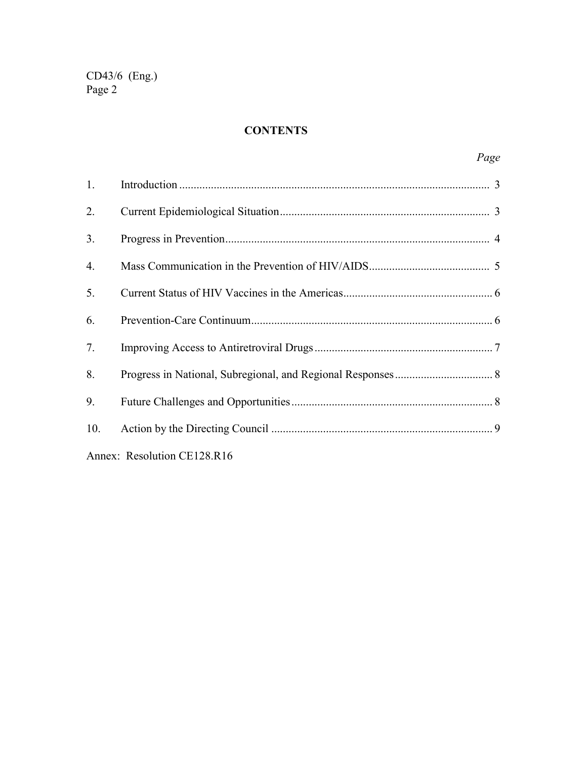## CONTENTS

| | | *Page* |
|---|---|---|
| 1. | Introduction | 3 |
| 2. | Current Epidemiological Situation | 3 |
| 3. | Progress in Prevention | 4 |
| 4. | Mass Communication in the Prevention of HIV/AIDS | 5 |
| 5. | Current Status of HIV Vaccines in the Americas | 6 |
| 6. | Prevention-Care Continuum | 6 |
| 7. | Improving Access to Antiretroviral Drugs | 7 |
| 8. | Progress in National, Subregional, and Regional Responses | 8 |
| 9. | Future Challenges and Opportunities | 8 |
| 10. | Action by the Directing Council | 9 |

Annex: Resolution CE128.R16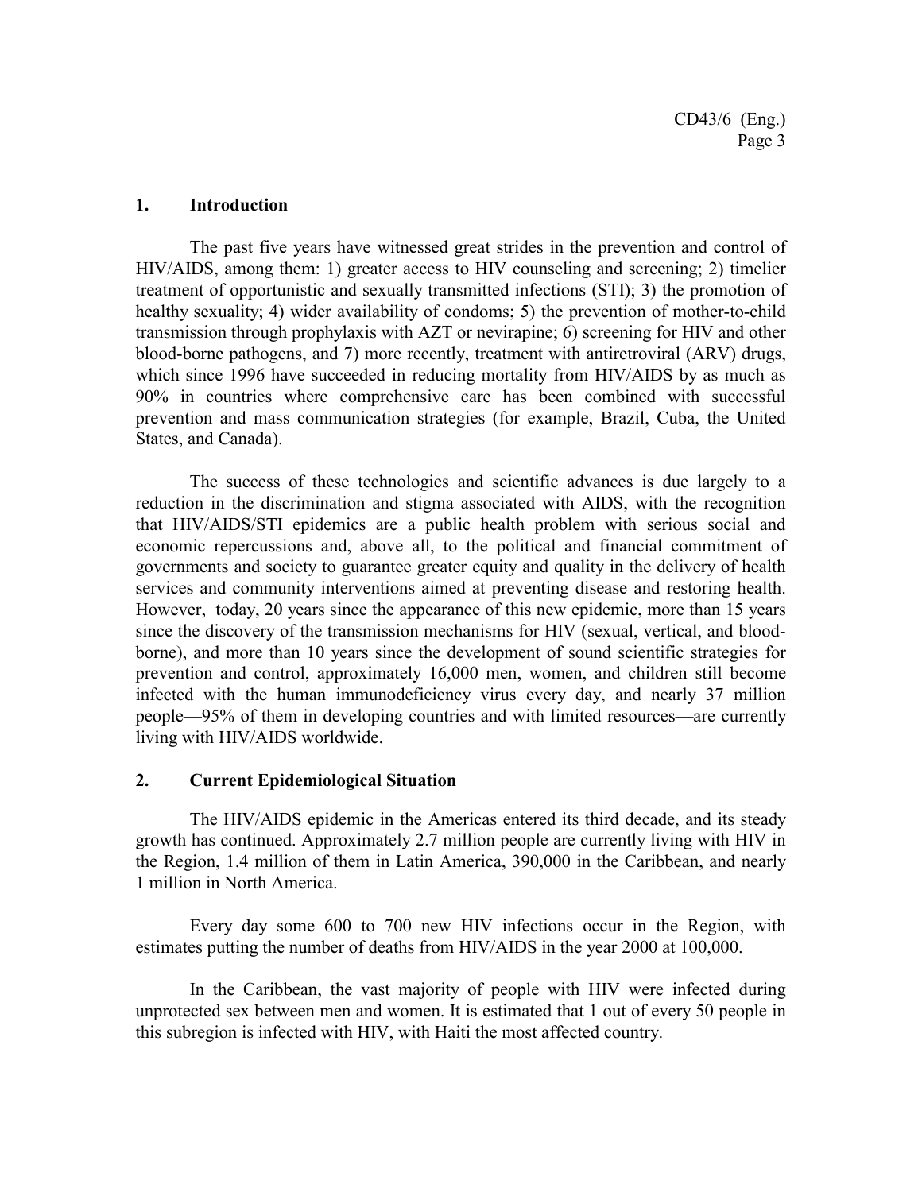## 1. Introduction

The past five years have witnessed great strides in the prevention and control of HIV/AIDS, among them: 1) greater access to HIV counseling and screening; 2) timelier treatment of opportunistic and sexually transmitted infections (STI); 3) the promotion of healthy sexuality; 4) wider availability of condoms; 5) the prevention of mother-to-child transmission through prophylaxis with AZT or nevirapine; 6) screening for HIV and other blood-borne pathogens, and 7) more recently, treatment with antiretroviral (ARV) drugs, which since 1996 have succeeded in reducing mortality from HIV/AIDS by as much as 90% in countries where comprehensive care has been combined with successful prevention and mass communication strategies (for example, Brazil, Cuba, the United States, and Canada).

The success of these technologies and scientific advances is due largely to a reduction in the discrimination and stigma associated with AIDS, with the recognition that HIV/AIDS/STI epidemics are a public health problem with serious social and economic repercussions and, above all, to the political and financial commitment of governments and society to guarantee greater equity and quality in the delivery of health services and community interventions aimed at preventing disease and restoring health. However, today, 20 years since the appearance of this new epidemic, more than 15 years since the discovery of the transmission mechanisms for HIV (sexual, vertical, and blood-borne), and more than 10 years since the development of sound scientific strategies for prevention and control, approximately 16,000 men, women, and children still become infected with the human immunodeficiency virus every day, and nearly 37 million people—95% of them in developing countries and with limited resources—are currently living with HIV/AIDS worldwide.

## 2. Current Epidemiological Situation

The HIV/AIDS epidemic in the Americas entered its third decade, and its steady growth has continued. Approximately 2.7 million people are currently living with HIV in the Region, 1.4 million of them in Latin America, 390,000 in the Caribbean, and nearly 1 million in North America.

Every day some 600 to 700 new HIV infections occur in the Region, with estimates putting the number of deaths from HIV/AIDS in the year 2000 at 100,000.

In the Caribbean, the vast majority of people with HIV were infected during unprotected sex between men and women. It is estimated that 1 out of every 50 people in this subregion is infected with HIV, with Haiti the most affected country.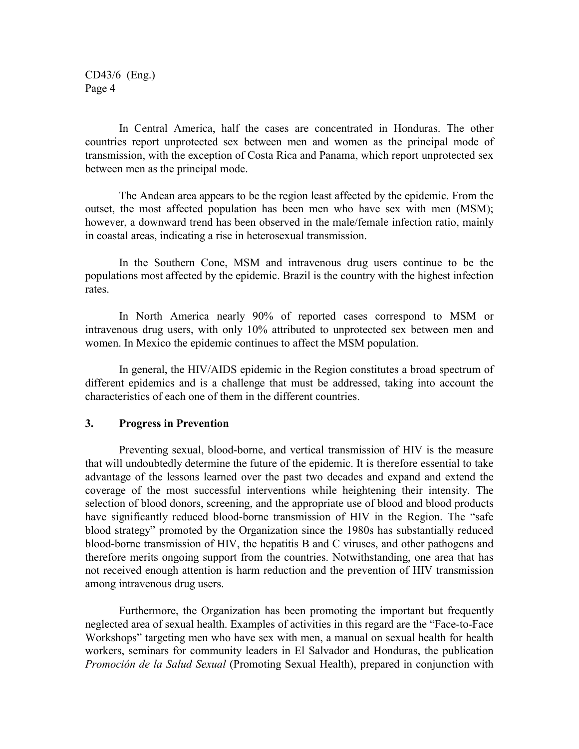In Central America, half the cases are concentrated in Honduras. The other countries report unprotected sex between men and women as the principal mode of transmission, with the exception of Costa Rica and Panama, which report unprotected sex between men as the principal mode.

The Andean area appears to be the region least affected by the epidemic. From the outset, the most affected population has been men who have sex with men (MSM); however, a downward trend has been observed in the male/female infection ratio, mainly in coastal areas, indicating a rise in heterosexual transmission.

In the Southern Cone, MSM and intravenous drug users continue to be the populations most affected by the epidemic. Brazil is the country with the highest infection rates.

In North America nearly 90% of reported cases correspond to MSM or intravenous drug users, with only 10% attributed to unprotected sex between men and women. In Mexico the epidemic continues to affect the MSM population.

In general, the HIV/AIDS epidemic in the Region constitutes a broad spectrum of different epidemics and is a challenge that must be addressed, taking into account the characteristics of each one of them in the different countries.

## 3. Progress in Prevention

Preventing sexual, blood-borne, and vertical transmission of HIV is the measure that will undoubtedly determine the future of the epidemic. It is therefore essential to take advantage of the lessons learned over the past two decades and expand and extend the coverage of the most successful interventions while heightening their intensity. The selection of blood donors, screening, and the appropriate use of blood and blood products have significantly reduced blood-borne transmission of HIV in the Region. The "safe blood strategy" promoted by the Organization since the 1980s has substantially reduced blood-borne transmission of HIV, the hepatitis B and C viruses, and other pathogens and therefore merits ongoing support from the countries. Notwithstanding, one area that has not received enough attention is harm reduction and the prevention of HIV transmission among intravenous drug users.

Furthermore, the Organization has been promoting the important but frequently neglected area of sexual health. Examples of activities in this regard are the "Face-to-Face Workshops" targeting men who have sex with men, a manual on sexual health for health workers, seminars for community leaders in El Salvador and Honduras, the publication *Promoción de la Salud Sexual* (Promoting Sexual Health), prepared in conjunction with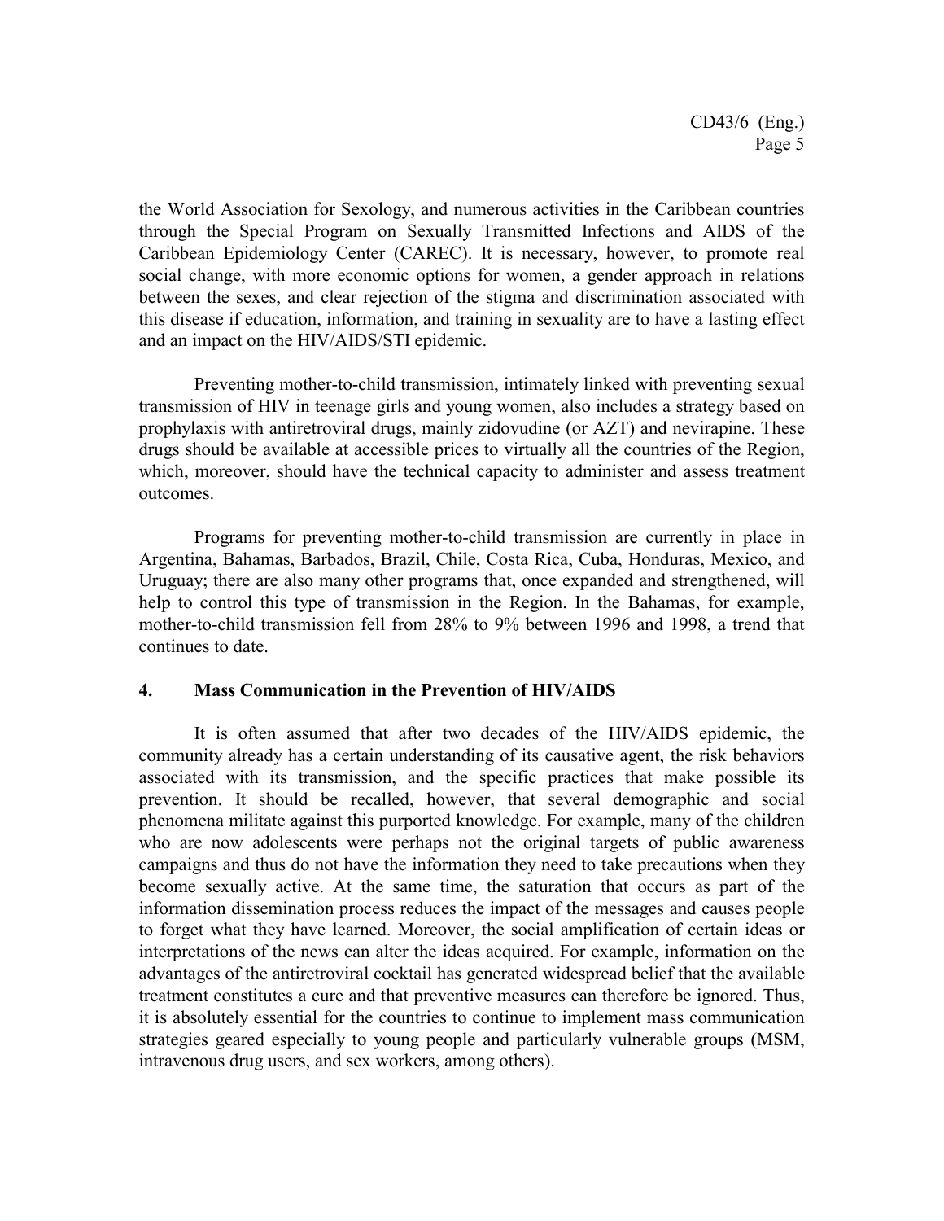the World Association for Sexology, and numerous activities in the Caribbean countries through the Special Program on Sexually Transmitted Infections and AIDS of the Caribbean Epidemiology Center (CAREC). It is necessary, however, to promote real social change, with more economic options for women, a gender approach in relations between the sexes, and clear rejection of the stigma and discrimination associated with this disease if education, information, and training in sexuality are to have a lasting effect and an impact on the HIV/AIDS/STI epidemic.

Preventing mother-to-child transmission, intimately linked with preventing sexual transmission of HIV in teenage girls and young women, also includes a strategy based on prophylaxis with antiretroviral drugs, mainly zidovudine (or AZT) and nevirapine. These drugs should be available at accessible prices to virtually all the countries of the Region, which, moreover, should have the technical capacity to administer and assess treatment outcomes.

Programs for preventing mother-to-child transmission are currently in place in Argentina, Bahamas, Barbados, Brazil, Chile, Costa Rica, Cuba, Honduras, Mexico, and Uruguay; there are also many other programs that, once expanded and strengthened, will help to control this type of transmission in the Region. In the Bahamas, for example, mother-to-child transmission fell from 28% to 9% between 1996 and 1998, a trend that continues to date.

## 4. Mass Communication in the Prevention of HIV/AIDS

It is often assumed that after two decades of the HIV/AIDS epidemic, the community already has a certain understanding of its causative agent, the risk behaviors associated with its transmission, and the specific practices that make possible its prevention. It should be recalled, however, that several demographic and social phenomena militate against this purported knowledge. For example, many of the children who are now adolescents were perhaps not the original targets of public awareness campaigns and thus do not have the information they need to take precautions when they become sexually active. At the same time, the saturation that occurs as part of the information dissemination process reduces the impact of the messages and causes people to forget what they have learned. Moreover, the social amplification of certain ideas or interpretations of the news can alter the ideas acquired. For example, information on the advantages of the antiretroviral cocktail has generated widespread belief that the available treatment constitutes a cure and that preventive measures can therefore be ignored. Thus, it is absolutely essential for the countries to continue to implement mass communication strategies geared especially to young people and particularly vulnerable groups (MSM, intravenous drug users, and sex workers, among others).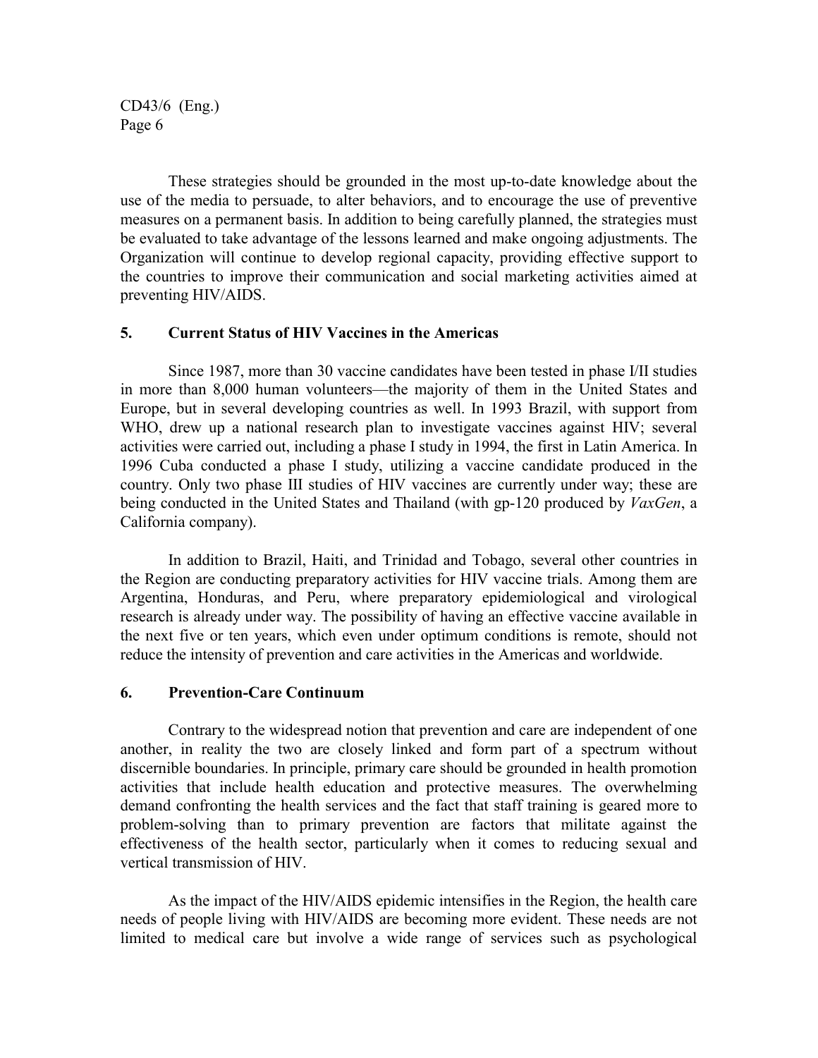These strategies should be grounded in the most up-to-date knowledge about the use of the media to persuade, to alter behaviors, and to encourage the use of preventive measures on a permanent basis. In addition to being carefully planned, the strategies must be evaluated to take advantage of the lessons learned and make ongoing adjustments. The Organization will continue to develop regional capacity, providing effective support to the countries to improve their communication and social marketing activities aimed at preventing HIV/AIDS.

## 5. Current Status of HIV Vaccines in the Americas

Since 1987, more than 30 vaccine candidates have been tested in phase I/II studies in more than 8,000 human volunteers—the majority of them in the United States and Europe, but in several developing countries as well. In 1993 Brazil, with support from WHO, drew up a national research plan to investigate vaccines against HIV; several activities were carried out, including a phase I study in 1994, the first in Latin America. In 1996 Cuba conducted a phase I study, utilizing a vaccine candidate produced in the country. Only two phase III studies of HIV vaccines are currently under way; these are being conducted in the United States and Thailand (with gp-120 produced by *VaxGen*, a California company).

In addition to Brazil, Haiti, and Trinidad and Tobago, several other countries in the Region are conducting preparatory activities for HIV vaccine trials. Among them are Argentina, Honduras, and Peru, where preparatory epidemiological and virological research is already under way. The possibility of having an effective vaccine available in the next five or ten years, which even under optimum conditions is remote, should not reduce the intensity of prevention and care activities in the Americas and worldwide.

## 6. Prevention-Care Continuum

Contrary to the widespread notion that prevention and care are independent of one another, in reality the two are closely linked and form part of a spectrum without discernible boundaries. In principle, primary care should be grounded in health promotion activities that include health education and protective measures. The overwhelming demand confronting the health services and the fact that staff training is geared more to problem-solving than to primary prevention are factors that militate against the effectiveness of the health sector, particularly when it comes to reducing sexual and vertical transmission of HIV.

As the impact of the HIV/AIDS epidemic intensifies in the Region, the health care needs of people living with HIV/AIDS are becoming more evident. These needs are not limited to medical care but involve a wide range of services such as psychological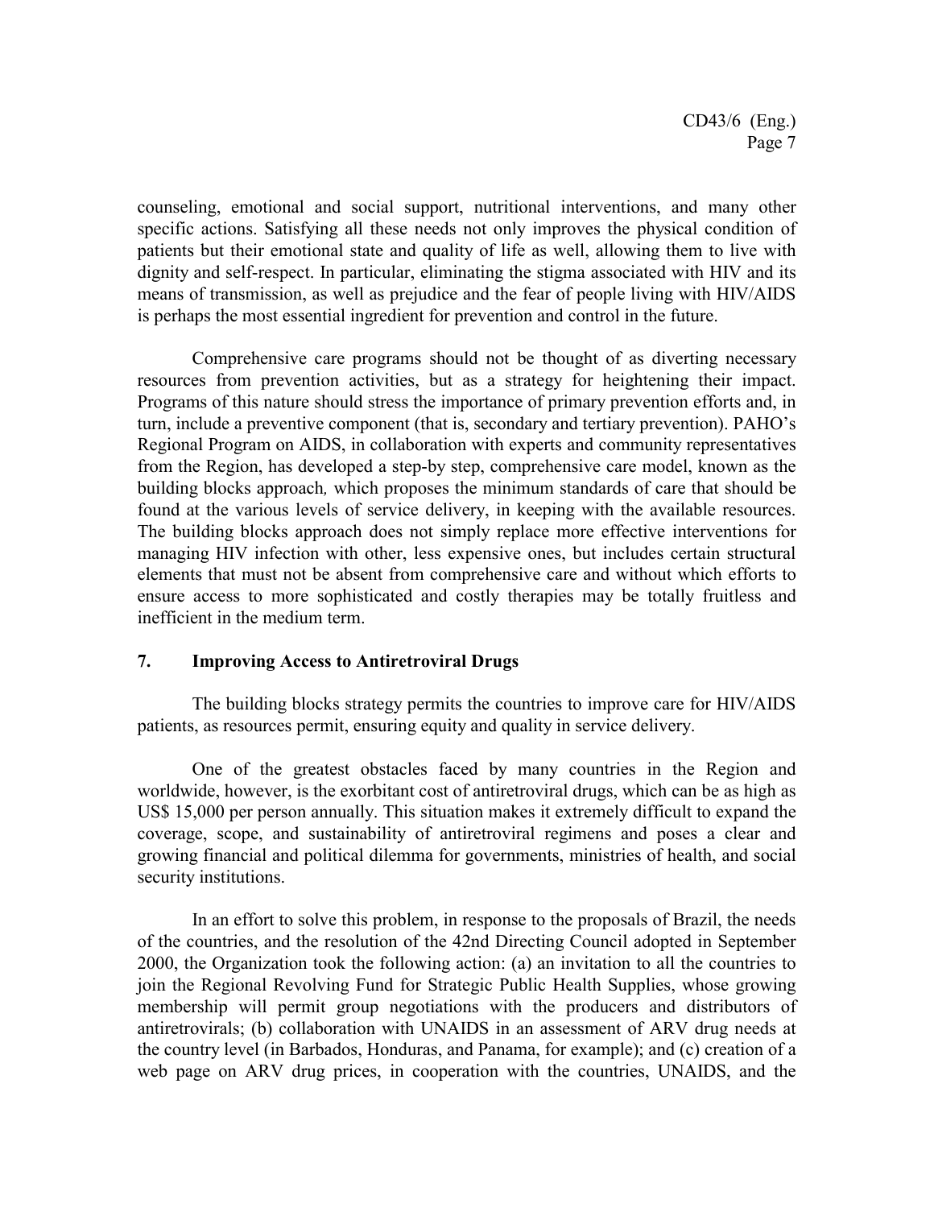counseling, emotional and social support, nutritional interventions, and many other specific actions. Satisfying all these needs not only improves the physical condition of patients but their emotional state and quality of life as well, allowing them to live with dignity and self-respect. In particular, eliminating the stigma associated with HIV and its means of transmission, as well as prejudice and the fear of people living with HIV/AIDS is perhaps the most essential ingredient for prevention and control in the future.

Comprehensive care programs should not be thought of as diverting necessary resources from prevention activities, but as a strategy for heightening their impact. Programs of this nature should stress the importance of primary prevention efforts and, in turn, include a preventive component (that is, secondary and tertiary prevention). PAHO's Regional Program on AIDS, in collaboration with experts and community representatives from the Region, has developed a step-by step, comprehensive care model, known as the building blocks approach*,* which proposes the minimum standards of care that should be found at the various levels of service delivery, in keeping with the available resources. The building blocks approach does not simply replace more effective interventions for managing HIV infection with other, less expensive ones, but includes certain structural elements that must not be absent from comprehensive care and without which efforts to ensure access to more sophisticated and costly therapies may be totally fruitless and inefficient in the medium term.

## 7. Improving Access to Antiretroviral Drugs

The building blocks strategy permits the countries to improve care for HIV/AIDS patients, as resources permit, ensuring equity and quality in service delivery.

One of the greatest obstacles faced by many countries in the Region and worldwide, however, is the exorbitant cost of antiretroviral drugs, which can be as high as US$ 15,000 per person annually. This situation makes it extremely difficult to expand the coverage, scope, and sustainability of antiretroviral regimens and poses a clear and growing financial and political dilemma for governments, ministries of health, and social security institutions.

In an effort to solve this problem, in response to the proposals of Brazil, the needs of the countries, and the resolution of the 42nd Directing Council adopted in September 2000, the Organization took the following action: (a) an invitation to all the countries to join the Regional Revolving Fund for Strategic Public Health Supplies, whose growing membership will permit group negotiations with the producers and distributors of antiretrovirals; (b) collaboration with UNAIDS in an assessment of ARV drug needs at the country level (in Barbados, Honduras, and Panama, for example); and (c) creation of a web page on ARV drug prices, in cooperation with the countries, UNAIDS, and the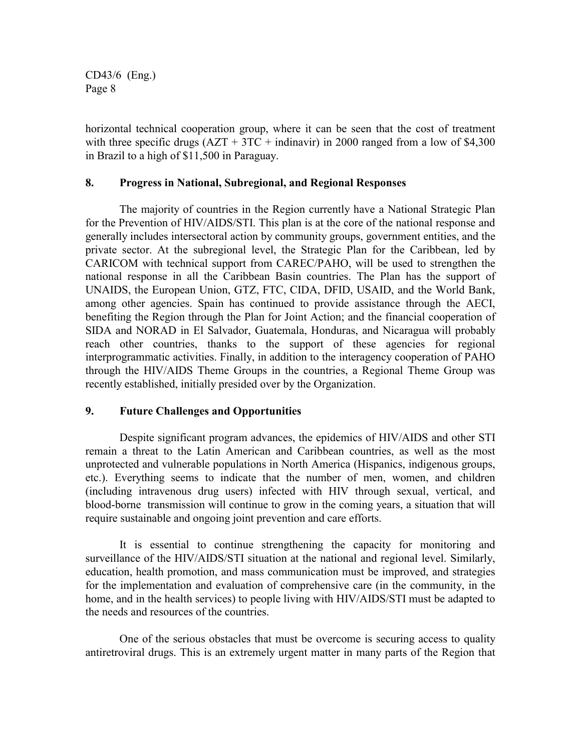horizontal technical cooperation group, where it can be seen that the cost of treatment with three specific drugs (AZT + 3TC + indinavir) in 2000 ranged from a low of $4,300 in Brazil to a high of $11,500 in Paraguay.

## 8. Progress in National, Subregional, and Regional Responses

The majority of countries in the Region currently have a National Strategic Plan for the Prevention of HIV/AIDS/STI. This plan is at the core of the national response and generally includes intersectoral action by community groups, government entities, and the private sector. At the subregional level, the Strategic Plan for the Caribbean, led by CARICOM with technical support from CAREC/PAHO, will be used to strengthen the national response in all the Caribbean Basin countries. The Plan has the support of UNAIDS, the European Union, GTZ, FTC, CIDA, DFID, USAID, and the World Bank, among other agencies. Spain has continued to provide assistance through the AECI, benefiting the Region through the Plan for Joint Action; and the financial cooperation of SIDA and NORAD in El Salvador, Guatemala, Honduras, and Nicaragua will probably reach other countries, thanks to the support of these agencies for regional interprogrammatic activities. Finally, in addition to the interagency cooperation of PAHO through the HIV/AIDS Theme Groups in the countries, a Regional Theme Group was recently established, initially presided over by the Organization.

## 9. Future Challenges and Opportunities

Despite significant program advances, the epidemics of HIV/AIDS and other STI remain a threat to the Latin American and Caribbean countries, as well as the most unprotected and vulnerable populations in North America (Hispanics, indigenous groups, etc.). Everything seems to indicate that the number of men, women, and children (including intravenous drug users) infected with HIV through sexual, vertical, and blood-borne transmission will continue to grow in the coming years, a situation that will require sustainable and ongoing joint prevention and care efforts.

It is essential to continue strengthening the capacity for monitoring and surveillance of the HIV/AIDS/STI situation at the national and regional level. Similarly, education, health promotion, and mass communication must be improved, and strategies for the implementation and evaluation of comprehensive care (in the community, in the home, and in the health services) to people living with HIV/AIDS/STI must be adapted to the needs and resources of the countries.

One of the serious obstacles that must be overcome is securing access to quality antiretroviral drugs. This is an extremely urgent matter in many parts of the Region that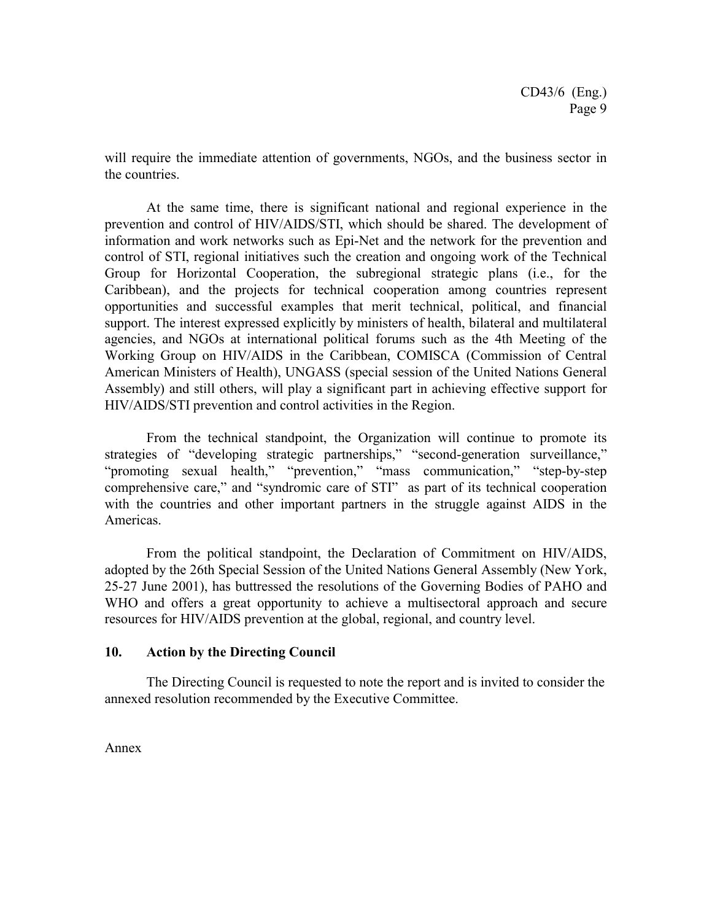will require the immediate attention of governments, NGOs, and the business sector in the countries.

At the same time, there is significant national and regional experience in the prevention and control of HIV/AIDS/STI, which should be shared. The development of information and work networks such as Epi-Net and the network for the prevention and control of STI, regional initiatives such the creation and ongoing work of the Technical Group for Horizontal Cooperation, the subregional strategic plans (i.e., for the Caribbean), and the projects for technical cooperation among countries represent opportunities and successful examples that merit technical, political, and financial support. The interest expressed explicitly by ministers of health, bilateral and multilateral agencies, and NGOs at international political forums such as the 4th Meeting of the Working Group on HIV/AIDS in the Caribbean, COMISCA (Commission of Central American Ministers of Health), UNGASS (special session of the United Nations General Assembly) and still others, will play a significant part in achieving effective support for HIV/AIDS/STI prevention and control activities in the Region.

From the technical standpoint, the Organization will continue to promote its strategies of "developing strategic partnerships," "second-generation surveillance," "promoting sexual health," "prevention," "mass communication," "step-by-step comprehensive care," and "syndromic care of STI" as part of its technical cooperation with the countries and other important partners in the struggle against AIDS in the Americas.

From the political standpoint, the Declaration of Commitment on HIV/AIDS, adopted by the 26th Special Session of the United Nations General Assembly (New York, 25-27 June 2001), has buttressed the resolutions of the Governing Bodies of PAHO and WHO and offers a great opportunity to achieve a multisectoral approach and secure resources for HIV/AIDS prevention at the global, regional, and country level.

## 10. Action by the Directing Council

The Directing Council is requested to note the report and is invited to consider the annexed resolution recommended by the Executive Committee.

Annex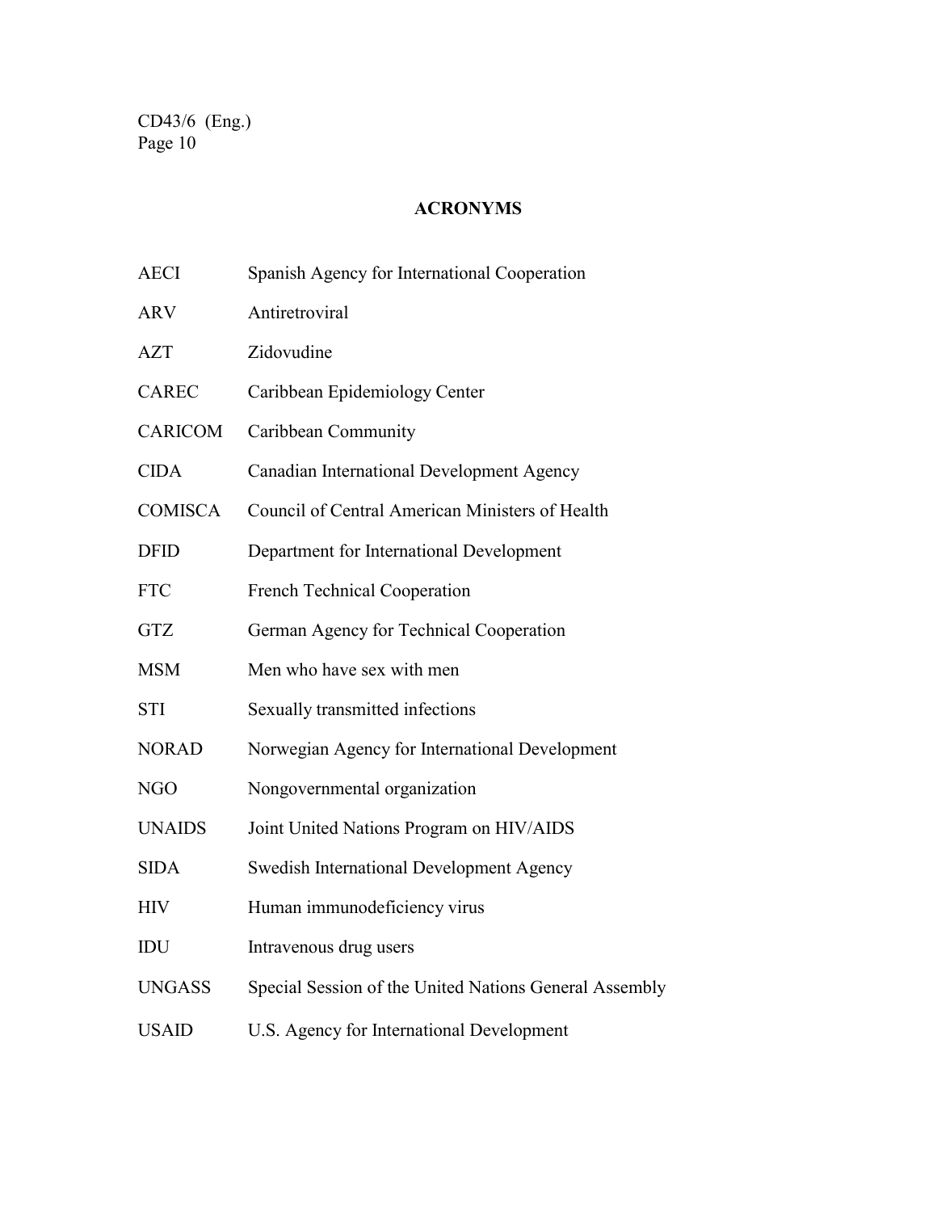## ACRONYMS

| | |
|---|---|
| AECI | Spanish Agency for International Cooperation |
| ARV | Antiretroviral |
| AZT | Zidovudine |
| CAREC | Caribbean Epidemiology Center |
| CARICOM | Caribbean Community |
| CIDA | Canadian International Development Agency |
| COMISCA | Council of Central American Ministers of Health |
| DFID | Department for International Development |
| FTC | French Technical Cooperation |
| GTZ | German Agency for Technical Cooperation |
| MSM | Men who have sex with men |
| STI | Sexually transmitted infections |
| NORAD | Norwegian Agency for International Development |
| NGO | Nongovernmental organization |
| UNAIDS | Joint United Nations Program on HIV/AIDS |
| SIDA | Swedish International Development Agency |
| HIV | Human immunodeficiency virus |
| IDU | Intravenous drug users |
| UNGASS | Special Session of the United Nations General Assembly |
| USAID | U.S. Agency for International Development |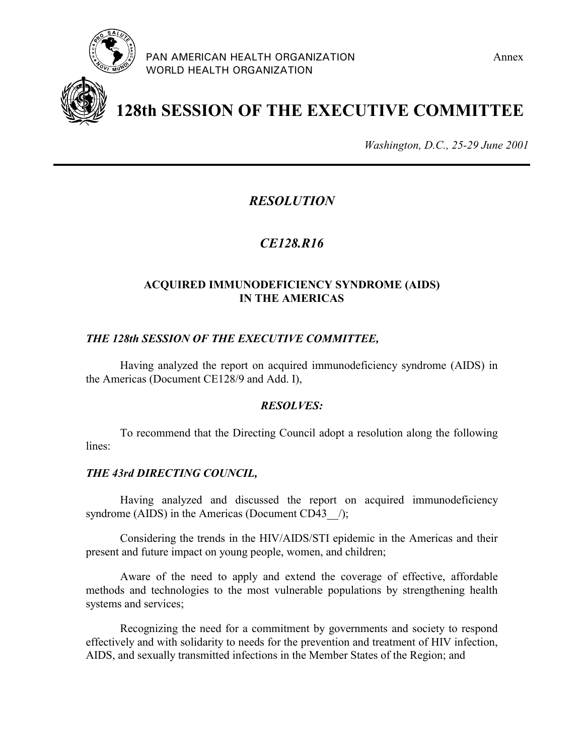PAN AMERICAN HEALTH ORGANIZATION
WORLD HEALTH ORGANIZATION

Annex

# 128th SESSION OF THE EXECUTIVE COMMITTEE

*Washington, D.C., 25-29 June 2001*

---

## *RESOLUTION*

## *CE128.R16*

### ACQUIRED IMMUNODEFICIENCY SYNDROME (AIDS) IN THE AMERICAS

***THE 128th SESSION OF THE EXECUTIVE COMMITTEE,***

Having analyzed the report on acquired immunodeficiency syndrome (AIDS) in the Americas (Document CE128/9 and Add. I),

***RESOLVES:***

To recommend that the Directing Council adopt a resolution along the following lines:

***THE 43rd DIRECTING COUNCIL,***

Having analyzed and discussed the report on acquired immunodeficiency syndrome (AIDS) in the Americas (Document CD43__/);

Considering the trends in the HIV/AIDS/STI epidemic in the Americas and their present and future impact on young people, women, and children;

Aware of the need to apply and extend the coverage of effective, affordable methods and technologies to the most vulnerable populations by strengthening health systems and services;

Recognizing the need for a commitment by governments and society to respond effectively and with solidarity to needs for the prevention and treatment of HIV infection, AIDS, and sexually transmitted infections in the Member States of the Region; and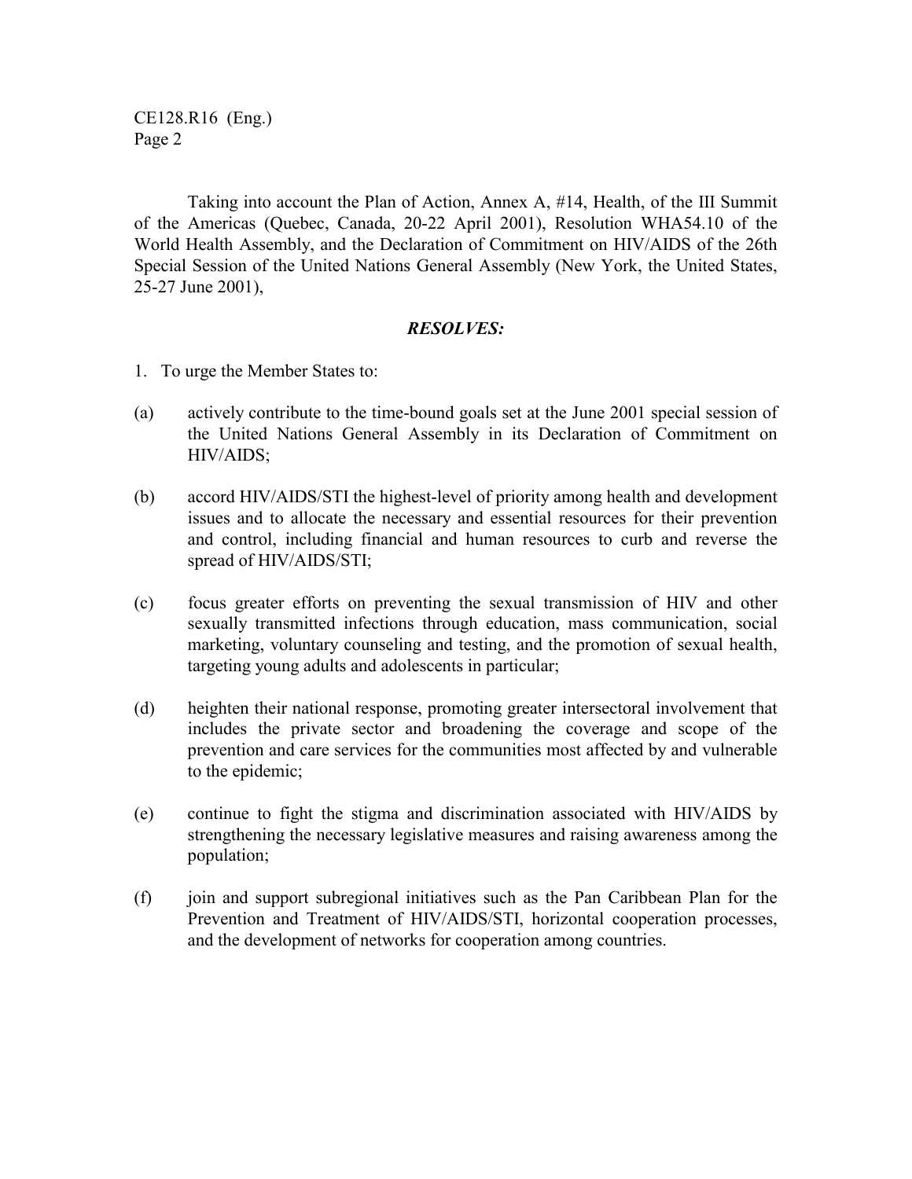Taking into account the Plan of Action, Annex A, #14, Health, of the III Summit of the Americas (Quebec, Canada, 20-22 April 2001), Resolution WHA54.10 of the World Health Assembly, and the Declaration of Commitment on HIV/AIDS of the 26th Special Session of the United Nations General Assembly (New York, the United States, 25-27 June 2001),

***RESOLVES:***

1. To urge the Member States to:

(a) actively contribute to the time-bound goals set at the June 2001 special session of the United Nations General Assembly in its Declaration of Commitment on HIV/AIDS;

(b) accord HIV/AIDS/STI the highest-level of priority among health and development issues and to allocate the necessary and essential resources for their prevention and control, including financial and human resources to curb and reverse the spread of HIV/AIDS/STI;

(c) focus greater efforts on preventing the sexual transmission of HIV and other sexually transmitted infections through education, mass communication, social marketing, voluntary counseling and testing, and the promotion of sexual health, targeting young adults and adolescents in particular;

(d) heighten their national response, promoting greater intersectoral involvement that includes the private sector and broadening the coverage and scope of the prevention and care services for the communities most affected by and vulnerable to the epidemic;

(e) continue to fight the stigma and discrimination associated with HIV/AIDS by strengthening the necessary legislative measures and raising awareness among the population;

(f) join and support subregional initiatives such as the Pan Caribbean Plan for the Prevention and Treatment of HIV/AIDS/STI, horizontal cooperation processes, and the development of networks for cooperation among countries.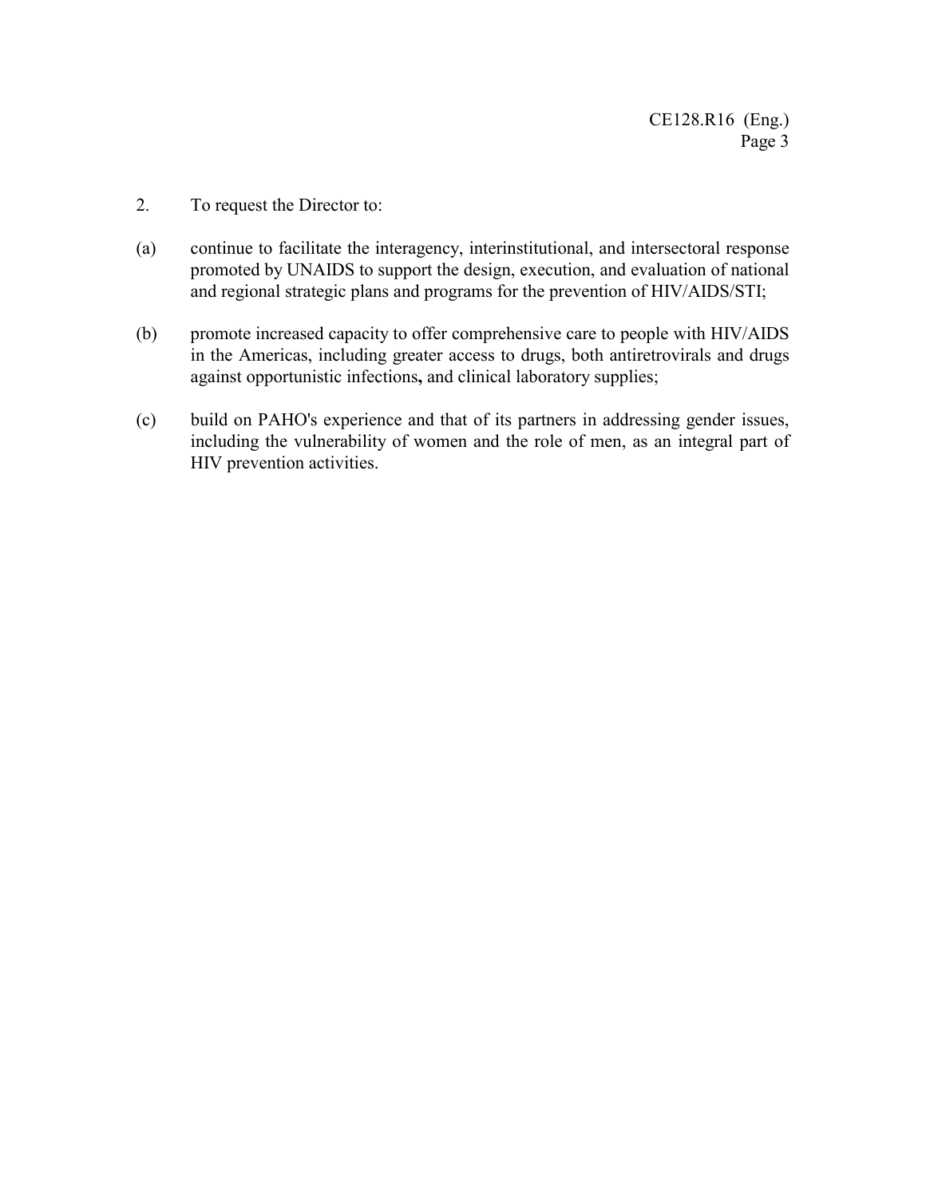2. To request the Director to:

(a) continue to facilitate the interagency, interinstitutional, and intersectoral response promoted by UNAIDS to support the design, execution, and evaluation of national and regional strategic plans and programs for the prevention of HIV/AIDS/STI;

(b) promote increased capacity to offer comprehensive care to people with HIV/AIDS in the Americas, including greater access to drugs, both antiretrovirals and drugs against opportunistic infections**,** and clinical laboratory supplies;

(c) build on PAHO's experience and that of its partners in addressing gender issues, including the vulnerability of women and the role of men, as an integral part of HIV prevention activities.